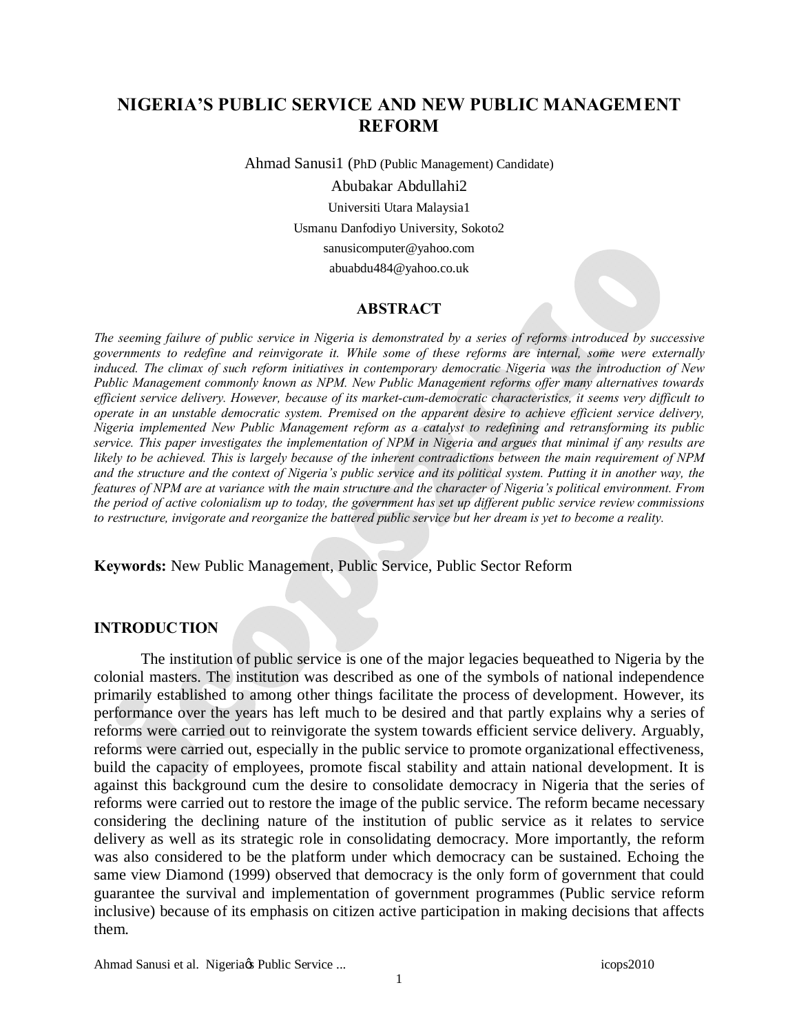# NIGERIA'S PUBLIC SERVICE AND NEW PUBLIC MANAGEMENT REFORM

Ahmad Sanusi[1] (PhD (Public Management) Candidate)

Abubakar Abdullahi[2]

Universiti Utara Malaysia[1]

Usmanu Danfodiyo University, Sokoto[2]

sanusicomputer@yahoo.com

abuabdu484@yahoo.co.uk

## ABSTRACT

*The seeming failure of public service in Nigeria is demonstrated by a series of reforms introduced by successive governments to redefine and reinvigorate it. While some of these reforms are internal, some were externally induced. The climax of such reform initiatives in contemporary democratic Nigeria was the introduction of New Public Management commonly known as NPM. New Public Management reforms offer many alternatives towards efficient service delivery. However, because of its market-cum-democratic characteristics, it seems very difficult to operate in an unstable democratic system. Premised on the apparent desire to achieve efficient service delivery, Nigeria implemented New Public Management reform as a catalyst to redefining and retransforming its public service. This paper investigates the implementation of NPM in Nigeria and argues that minimal if any results are likely to be achieved. This is largely because of the inherent contradictions between the main requirement of NPM and the structure and the context of Nigeria's public service and its political system. Putting it in another way, the features of NPM are at variance with the main structure and the character of Nigeria's political environment. From the period of active colonialism up to today, the government has set up different public service review commissions to restructure, invigorate and reorganize the battered public service but her dream is yet to become a reality.*

**Keywords:** New Public Management, Public Service, Public Sector Reform

## INTRODUCTION

The institution of public service is one of the major legacies bequeathed to Nigeria by the colonial masters. The institution was described as one of the symbols of national independence primarily established to among other things facilitate the process of development. However, its performance over the years has left much to be desired and that partly explains why a series of reforms were carried out to reinvigorate the system towards efficient service delivery. Arguably, reforms were carried out, especially in the public service to promote organizational effectiveness, build the capacity of employees, promote fiscal stability and attain national development. It is against this background cum the desire to consolidate democracy in Nigeria that the series of reforms were carried out to restore the image of the public service. The reform became necessary considering the declining nature of the institution of public service as it relates to service delivery as well as its strategic role in consolidating democracy. More importantly, the reform was also considered to be the platform under which democracy can be sustained. Echoing the same view Diamond (1999) observed that democracy is the only form of government that could guarantee the survival and implementation of government programmes (Public service reform inclusive) because of its emphasis on citizen active participation in making decisions that affects them.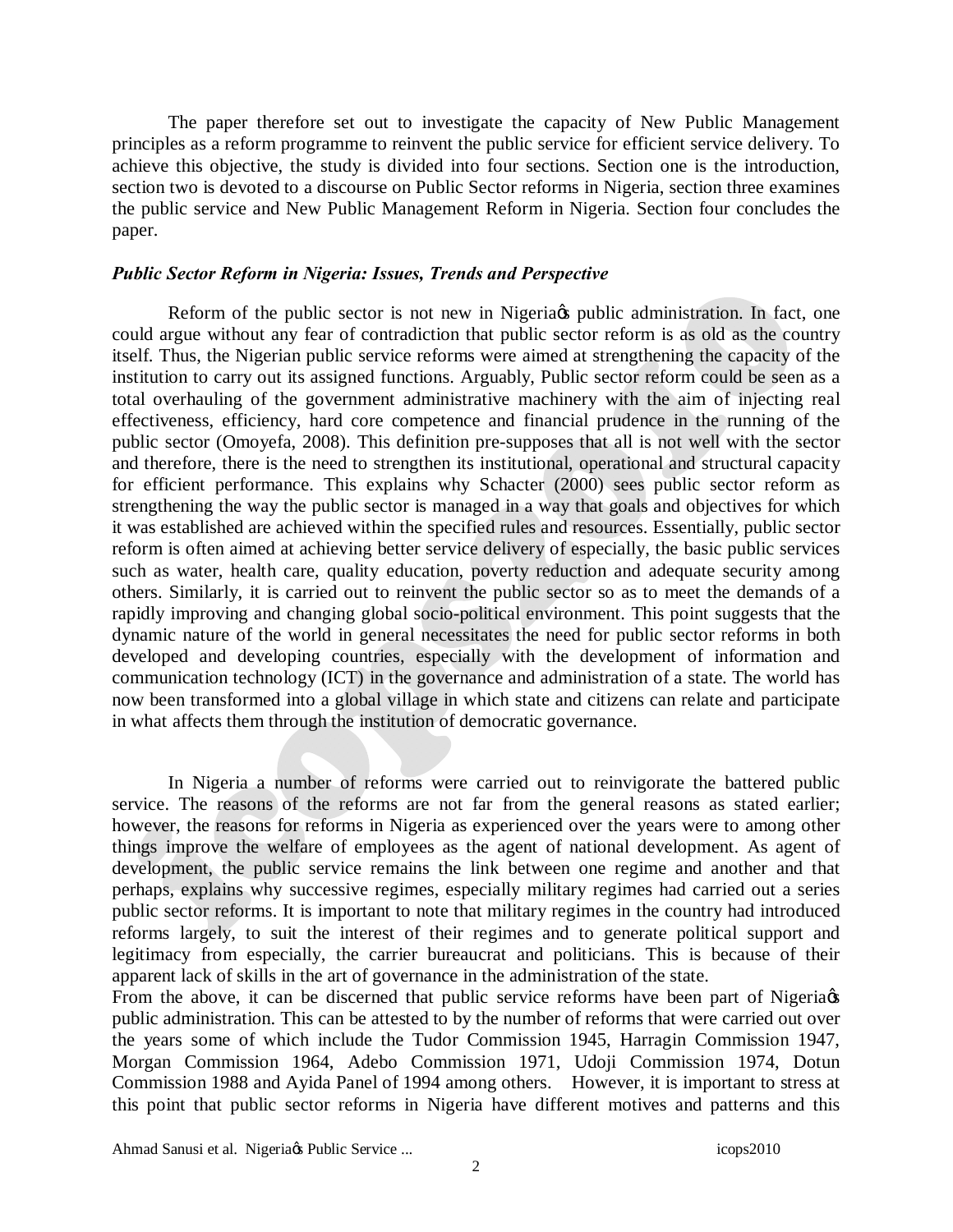The paper therefore set out to investigate the capacity of New Public Management principles as a reform programme to reinvent the public service for efficient service delivery. To achieve this objective, the study is divided into four sections. Section one is the introduction, section two is devoted to a discourse on Public Sector reforms in Nigeria, section three examines the public service and New Public Management Reform in Nigeria. Section four concludes the paper.

***Public Sector Reform in Nigeria: Issues, Trends and Perspective***

Reform of the public sector is not new in Nigeria's public administration. In fact, one could argue without any fear of contradiction that public sector reform is as old as the country itself. Thus, the Nigerian public service reforms were aimed at strengthening the capacity of the institution to carry out its assigned functions. Arguably, Public sector reform could be seen as a total overhauling of the government administrative machinery with the aim of injecting real effectiveness, efficiency, hard core competence and financial prudence in the running of the public sector (Omoyefa, 2008). This definition pre-supposes that all is not well with the sector and therefore, there is the need to strengthen its institutional, operational and structural capacity for efficient performance. This explains why Schacter (2000) sees public sector reform as strengthening the way the public sector is managed in a way that goals and objectives for which it was established are achieved within the specified rules and resources. Essentially, public sector reform is often aimed at achieving better service delivery of especially, the basic public services such as water, health care, quality education, poverty reduction and adequate security among others. Similarly, it is carried out to reinvent the public sector so as to meet the demands of a rapidly improving and changing global socio-political environment. This point suggests that the dynamic nature of the world in general necessitates the need for public sector reforms in both developed and developing countries, especially with the development of information and communication technology (ICT) in the governance and administration of a state. The world has now been transformed into a global village in which state and citizens can relate and participate in what affects them through the institution of democratic governance.

In Nigeria a number of reforms were carried out to reinvigorate the battered public service. The reasons of the reforms are not far from the general reasons as stated earlier; however, the reasons for reforms in Nigeria as experienced over the years were to among other things improve the welfare of employees as the agent of national development. As agent of development, the public service remains the link between one regime and another and that perhaps, explains why successive regimes, especially military regimes had carried out a series public sector reforms. It is important to note that military regimes in the country had introduced reforms largely, to suit the interest of their regimes and to generate political support and legitimacy from especially, the carrier bureaucrat and politicians. This is because of their apparent lack of skills in the art of governance in the administration of the state.

From the above, it can be discerned that public service reforms have been part of Nigeria's public administration. This can be attested to by the number of reforms that were carried out over the years some of which include the Tudor Commission 1945, Harragin Commission 1947, Morgan Commission 1964, Adebo Commission 1971, Udoji Commission 1974, Dotun Commission 1988 and Ayida Panel of 1994 among others. However, it is important to stress at this point that public sector reforms in Nigeria have different motives and patterns and this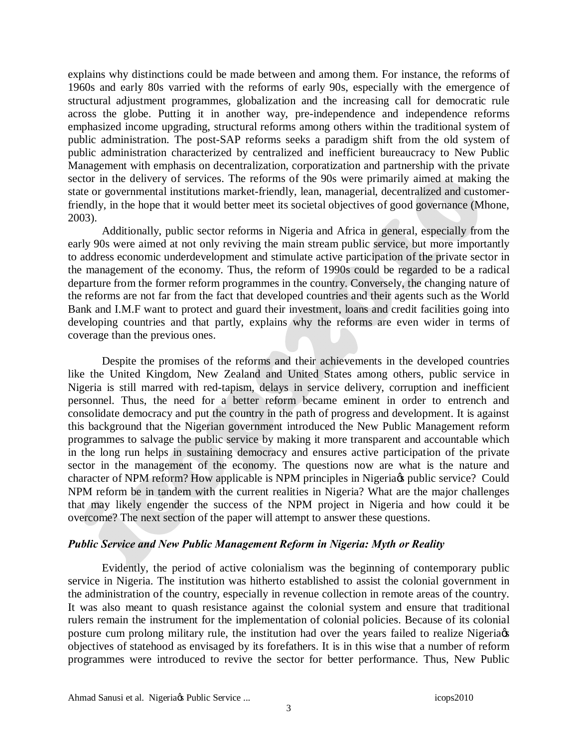explains why distinctions could be made between and among them. For instance, the reforms of 1960s and early 80s varried with the reforms of early 90s, especially with the emergence of structural adjustment programmes, globalization and the increasing call for democratic rule across the globe. Putting it in another way, pre-independence and independence reforms emphasized income upgrading, structural reforms among others within the traditional system of public administration. The post-SAP reforms seeks a paradigm shift from the old system of public administration characterized by centralized and inefficient bureaucracy to New Public Management with emphasis on decentralization, corporatization and partnership with the private sector in the delivery of services. The reforms of the 90s were primarily aimed at making the state or governmental institutions market-friendly, lean, managerial, decentralized and customer-friendly, in the hope that it would better meet its societal objectives of good governance (Mhone, 2003).

Additionally, public sector reforms in Nigeria and Africa in general, especially from the early 90s were aimed at not only reviving the main stream public service, but more importantly to address economic underdevelopment and stimulate active participation of the private sector in the management of the economy. Thus, the reform of 1990s could be regarded to be a radical departure from the former reform programmes in the country. Conversely, the changing nature of the reforms are not far from the fact that developed countries and their agents such as the World Bank and I.M.F want to protect and guard their investment, loans and credit facilities going into developing countries and that partly, explains why the reforms are even wider in terms of coverage than the previous ones.

Despite the promises of the reforms and their achievements in the developed countries like the United Kingdom, New Zealand and United States among others, public service in Nigeria is still marred with red-tapism, delays in service delivery, corruption and inefficient personnel. Thus, the need for a better reform became eminent in order to entrench and consolidate democracy and put the country in the path of progress and development. It is against this background that the Nigerian government introduced the New Public Management reform programmes to salvage the public service by making it more transparent and accountable which in the long run helps in sustaining democracy and ensures active participation of the private sector in the management of the economy. The questions now are what is the nature and character of NPM reform? How applicable is NPM principles in Nigeria's public service? Could NPM reform be in tandem with the current realities in Nigeria? What are the major challenges that may likely engender the success of the NPM project in Nigeria and how could it be overcome? The next section of the paper will attempt to answer these questions.

### *Public Service and New Public Management Reform in Nigeria: Myth or Reality*

Evidently, the period of active colonialism was the beginning of contemporary public service in Nigeria. The institution was hitherto established to assist the colonial government in the administration of the country, especially in revenue collection in remote areas of the country. It was also meant to quash resistance against the colonial system and ensure that traditional rulers remain the instrument for the implementation of colonial policies. Because of its colonial posture cum prolong military rule, the institution had over the years failed to realize Nigeria's objectives of statehood as envisaged by its forefathers. It is in this wise that a number of reform programmes were introduced to revive the sector for better performance. Thus, New Public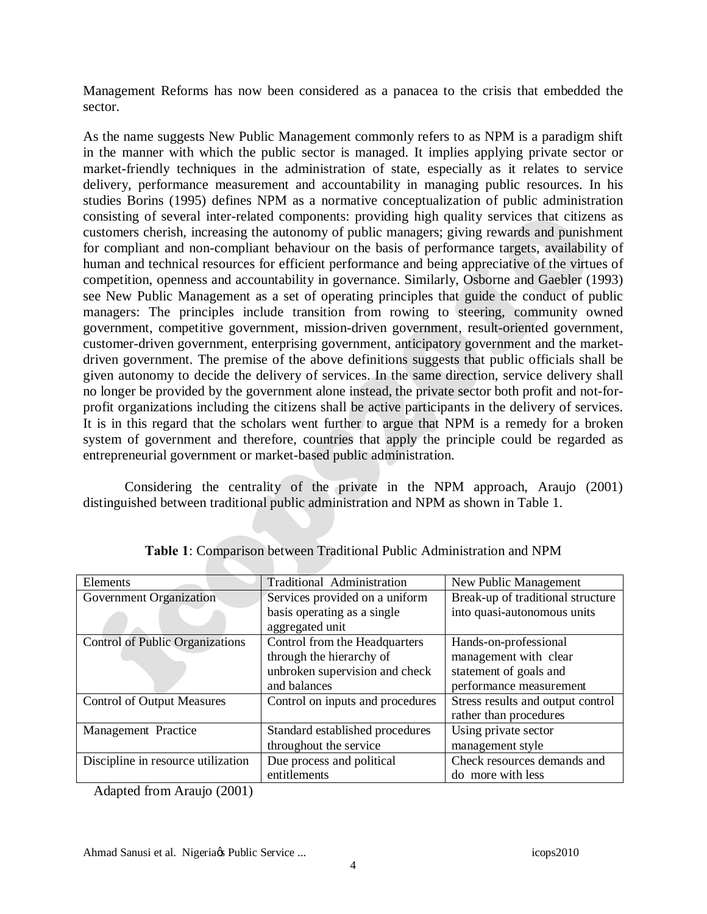Management Reforms has now been considered as a panacea to the crisis that embedded the sector.

As the name suggests New Public Management commonly refers to as NPM is a paradigm shift in the manner with which the public sector is managed. It implies applying private sector or market-friendly techniques in the administration of state, especially as it relates to service delivery, performance measurement and accountability in managing public resources. In his studies Borins (1995) defines NPM as a normative conceptualization of public administration consisting of several inter-related components: providing high quality services that citizens as customers cherish, increasing the autonomy of public managers; giving rewards and punishment for compliant and non-compliant behaviour on the basis of performance targets, availability of human and technical resources for efficient performance and being appreciative of the virtues of competition, openness and accountability in governance. Similarly, Osborne and Gaebler (1993) see New Public Management as a set of operating principles that guide the conduct of public managers: The principles include transition from rowing to steering, community owned government, competitive government, mission-driven government, result-oriented government, customer-driven government, enterprising government, anticipatory government and the market-driven government. The premise of the above definitions suggests that public officials shall be given autonomy to decide the delivery of services. In the same direction, service delivery shall no longer be provided by the government alone instead, the private sector both profit and not-for-profit organizations including the citizens shall be active participants in the delivery of services. It is in this regard that the scholars went further to argue that NPM is a remedy for a broken system of government and therefore, countries that apply the principle could be regarded as entrepreneurial government or market-based public administration.

Considering the centrality of the private in the NPM approach, Araujo (2001) distinguished between traditional public administration and NPM as shown in Table 1.

**Table 1**: Comparison between Traditional Public Administration and NPM

| Elements | Traditional Administration | New Public Management |
|---|---|---|
| Government Organization | Services provided on a uniform basis operating as a single aggregated unit | Break-up of traditional structure into quasi-autonomous units |
| Control of Public Organizations | Control from the Headquarters through the hierarchy of unbroken supervision and check and balances | Hands-on-professional management with clear statement of goals and performance measurement |
| Control of Output Measures | Control on inputs and procedures | Stress results and output control rather than procedures |
| Management Practice | Standard established procedures throughout the service | Using private sector management style |
| Discipline in resource utilization | Due process and political entitlements | Check resources demands and do more with less |

Adapted from Araujo (2001)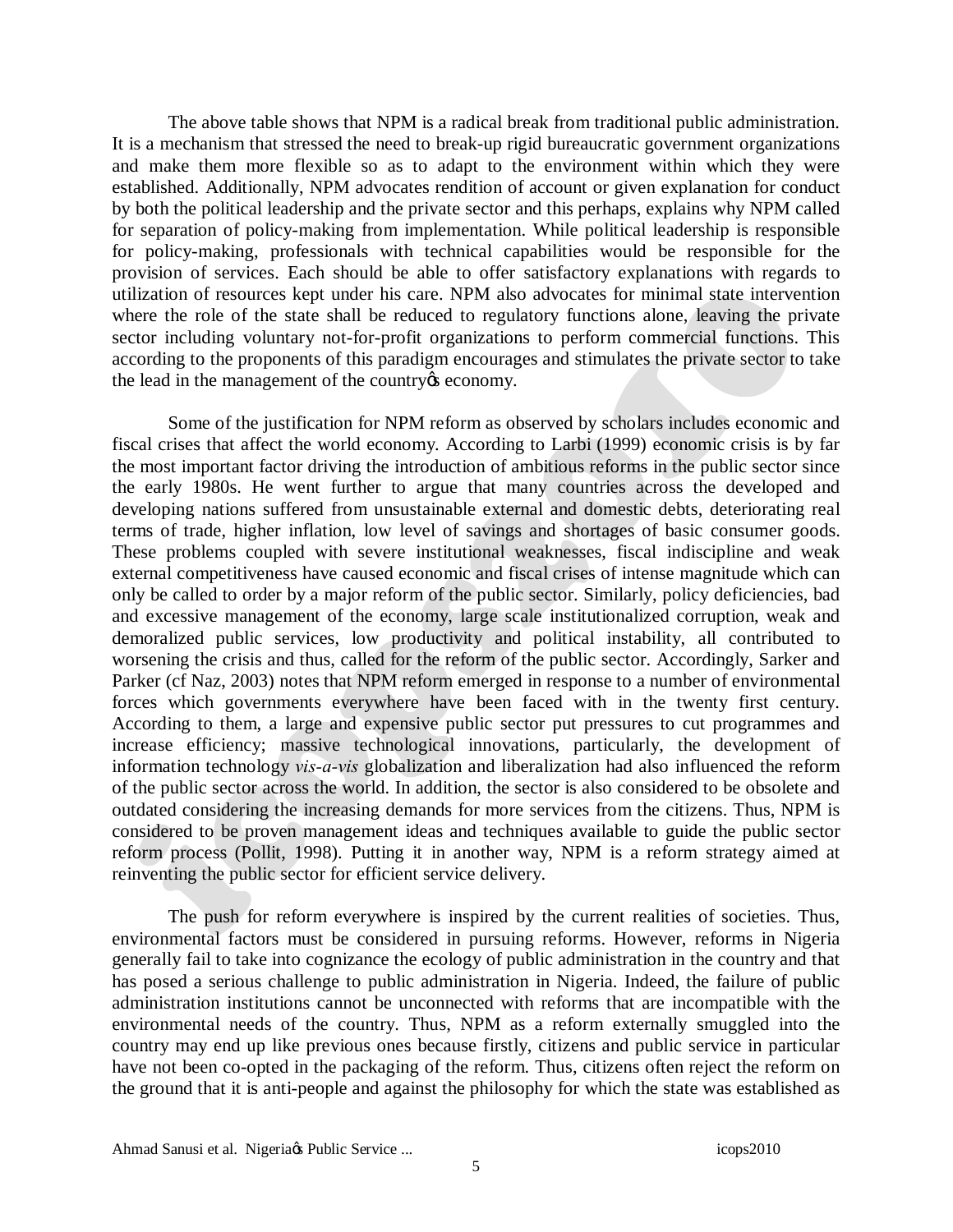The above table shows that NPM is a radical break from traditional public administration. It is a mechanism that stressed the need to break-up rigid bureaucratic government organizations and make them more flexible so as to adapt to the environment within which they were established. Additionally, NPM advocates rendition of account or given explanation for conduct by both the political leadership and the private sector and this perhaps, explains why NPM called for separation of policy-making from implementation. While political leadership is responsible for policy-making, professionals with technical capabilities would be responsible for the provision of services. Each should be able to offer satisfactory explanations with regards to utilization of resources kept under his care. NPM also advocates for minimal state intervention where the role of the state shall be reduced to regulatory functions alone, leaving the private sector including voluntary not-for-profit organizations to perform commercial functions. This according to the proponents of this paradigm encourages and stimulates the private sector to take the lead in the management of the country's economy.

Some of the justification for NPM reform as observed by scholars includes economic and fiscal crises that affect the world economy. According to Larbi (1999) economic crisis is by far the most important factor driving the introduction of ambitious reforms in the public sector since the early 1980s. He went further to argue that many countries across the developed and developing nations suffered from unsustainable external and domestic debts, deteriorating real terms of trade, higher inflation, low level of savings and shortages of basic consumer goods. These problems coupled with severe institutional weaknesses, fiscal indiscipline and weak external competitiveness have caused economic and fiscal crises of intense magnitude which can only be called to order by a major reform of the public sector. Similarly, policy deficiencies, bad and excessive management of the economy, large scale institutionalized corruption, weak and demoralized public services, low productivity and political instability, all contributed to worsening the crisis and thus, called for the reform of the public sector. Accordingly, Sarker and Parker (cf Naz, 2003) notes that NPM reform emerged in response to a number of environmental forces which governments everywhere have been faced with in the twenty first century. According to them, a large and expensive public sector put pressures to cut programmes and increase efficiency; massive technological innovations, particularly, the development of information technology *vis-a-vis* globalization and liberalization had also influenced the reform of the public sector across the world. In addition, the sector is also considered to be obsolete and outdated considering the increasing demands for more services from the citizens. Thus, NPM is considered to be proven management ideas and techniques available to guide the public sector reform process (Pollit, 1998). Putting it in another way, NPM is a reform strategy aimed at reinventing the public sector for efficient service delivery.

The push for reform everywhere is inspired by the current realities of societies. Thus, environmental factors must be considered in pursuing reforms. However, reforms in Nigeria generally fail to take into cognizance the ecology of public administration in the country and that has posed a serious challenge to public administration in Nigeria. Indeed, the failure of public administration institutions cannot be unconnected with reforms that are incompatible with the environmental needs of the country. Thus, NPM as a reform externally smuggled into the country may end up like previous ones because firstly, citizens and public service in particular have not been co-opted in the packaging of the reform. Thus, citizens often reject the reform on the ground that it is anti-people and against the philosophy for which the state was established as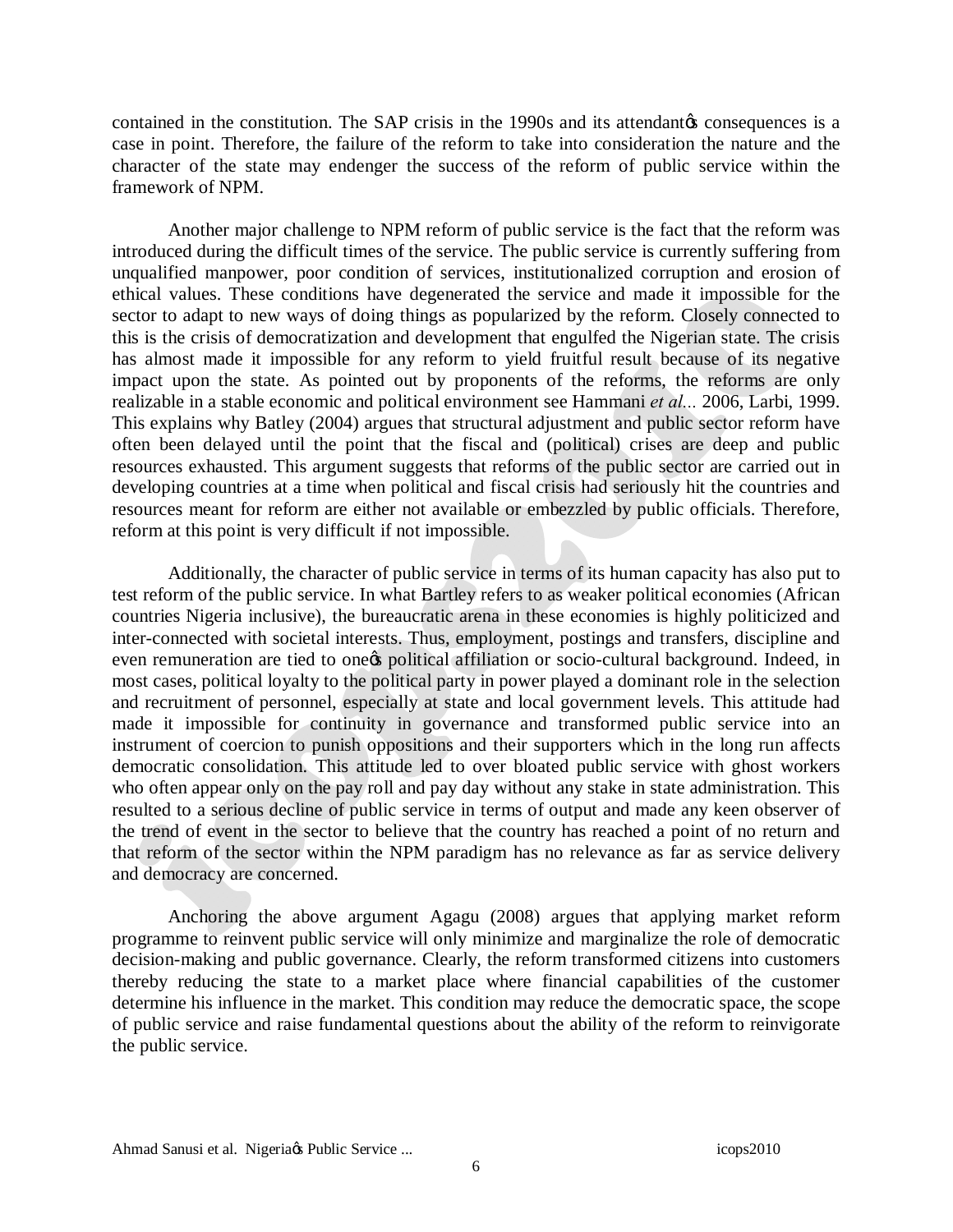contained in the constitution. The SAP crisis in the 1990s and its attendantøs consequences is a case in point. Therefore, the failure of the reform to take into consideration the nature and the character of the state may endenger the success of the reform of public service within the framework of NPM.

Another major challenge to NPM reform of public service is the fact that the reform was introduced during the difficult times of the service. The public service is currently suffering from unqualified manpower, poor condition of services, institutionalized corruption and erosion of ethical values. These conditions have degenerated the service and made it impossible for the sector to adapt to new ways of doing things as popularized by the reform. Closely connected to this is the crisis of democratization and development that engulfed the Nigerian state. The crisis has almost made it impossible for any reform to yield fruitful result because of its negative impact upon the state. As pointed out by proponents of the reforms, the reforms are only realizable in a stable economic and political environment see Hammani *et al..*. 2006, Larbi, 1999. This explains why Batley (2004) argues that structural adjustment and public sector reform have often been delayed until the point that the fiscal and (political) crises are deep and public resources exhausted. This argument suggests that reforms of the public sector are carried out in developing countries at a time when political and fiscal crisis had seriously hit the countries and resources meant for reform are either not available or embezzled by public officials. Therefore, reform at this point is very difficult if not impossible.

Additionally, the character of public service in terms of its human capacity has also put to test reform of the public service. In what Bartley refers to as weaker political economies (African countries Nigeria inclusive), the bureaucratic arena in these economies is highly politicized and inter-connected with societal interests. Thus, employment, postings and transfers, discipline and even remuneration are tied to oneøs political affiliation or socio-cultural background. Indeed, in most cases, political loyalty to the political party in power played a dominant role in the selection and recruitment of personnel, especially at state and local government levels. This attitude had made it impossible for continuity in governance and transformed public service into an instrument of coercion to punish oppositions and their supporters which in the long run affects democratic consolidation. This attitude led to over bloated public service with ghost workers who often appear only on the pay roll and pay day without any stake in state administration. This resulted to a serious decline of public service in terms of output and made any keen observer of the trend of event in the sector to believe that the country has reached a point of no return and that reform of the sector within the NPM paradigm has no relevance as far as service delivery and democracy are concerned.

Anchoring the above argument Agagu (2008) argues that applying market reform programme to reinvent public service will only minimize and marginalize the role of democratic decision-making and public governance. Clearly, the reform transformed citizens into customers thereby reducing the state to a market place where financial capabilities of the customer determine his influence in the market. This condition may reduce the democratic space, the scope of public service and raise fundamental questions about the ability of the reform to reinvigorate the public service.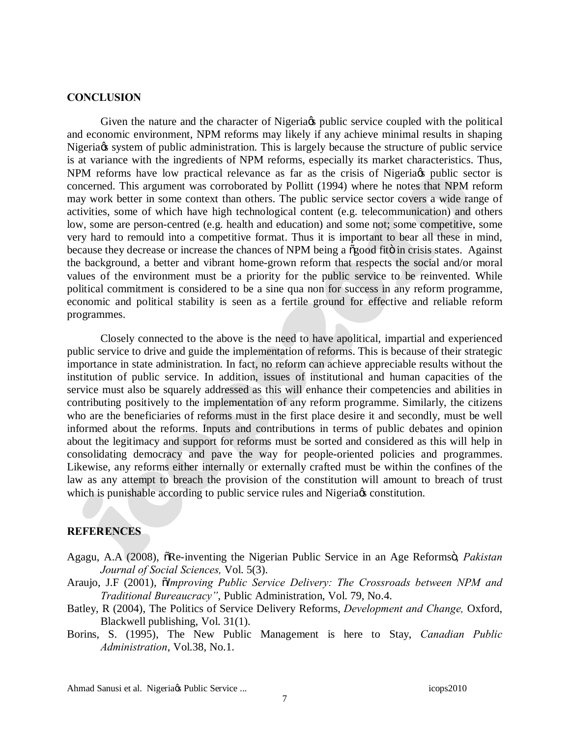## CONCLUSION

Given the nature and the character of Nigeria's public service coupled with the political and economic environment, NPM reforms may likely if any achieve minimal results in shaping Nigeria's system of public administration. This is largely because the structure of public service is at variance with the ingredients of NPM reforms, especially its market characteristics. Thus, NPM reforms have low practical relevance as far as the crisis of Nigeria's public sector is concerned. This argument was corroborated by Pollitt (1994) where he notes that NPM reform may work better in some context than others. The public service sector covers a wide range of activities, some of which have high technological content (e.g. telecommunication) and others low, some are person-centred (e.g. health and education) and some not; some competitive, some very hard to remould into a competitive format. Thus it is important to bear all these in mind, because they decrease or increase the chances of NPM being a "good fit" in crisis states. Against the background, a better and vibrant home-grown reform that respects the social and/or moral values of the environment must be a priority for the public service to be reinvented. While political commitment is considered to be a sine qua non for success in any reform programme, economic and political stability is seen as a fertile ground for effective and reliable reform programmes.

Closely connected to the above is the need to have apolitical, impartial and experienced public service to drive and guide the implementation of reforms. This is because of their strategic importance in state administration. In fact, no reform can achieve appreciable results without the institution of public service. In addition, issues of institutional and human capacities of the service must also be squarely addressed as this will enhance their competencies and abilities in contributing positively to the implementation of any reform programme. Similarly, the citizens who are the beneficiaries of reforms must in the first place desire it and secondly, must be well informed about the reforms. Inputs and contributions in terms of public debates and opinion about the legitimacy and support for reforms must be sorted and considered as this will help in consolidating democracy and pave the way for people-oriented policies and programmes. Likewise, any reforms either internally or externally crafted must be within the confines of the law as any attempt to breach the provision of the constitution will amount to breach of trust which is punishable according to public service rules and Nigeria's constitution.

## REFERENCES

Agagu, A.A (2008), "Re-inventing the Nigerian Public Service in an Age Reforms", *Pakistan Journal of Social Sciences,* Vol. 5(3).

Araujo, J.F (2001), "*Improving Public Service Delivery: The Crossroads between NPM and Traditional Bureaucracy"*, Public Administration, Vol. 79, No.4.

Batley, R (2004), The Politics of Service Delivery Reforms, *Development and Change,* Oxford, Blackwell publishing, Vol. 31(1).

Borins, S. (1995), The New Public Management is here to Stay, *Canadian Public Administration*, Vol.38, No.1.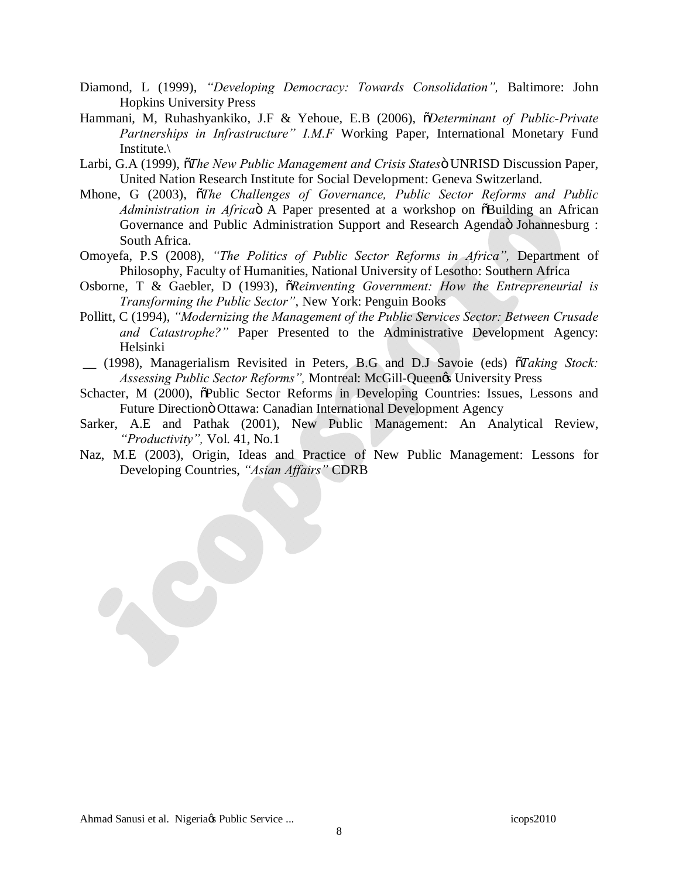Diamond, L (1999), *"Developing Democracy: Towards Consolidation",* Baltimore: John Hopkins University Press

Hammani, M, Ruhashyankiko, J.F & Yehoue, E.B (2006), õ*Determinant of Public-Private Partnerships in Infrastructure" I.M.F* Working Paper, International Monetary Fund Institute.\

Larbi, G.A (1999), õ*The New Public Management and Crisis States*ö UNRISD Discussion Paper, United Nation Research Institute for Social Development: Geneva Switzerland.

Mhone, G (2003), õ*The Challenges of Governance, Public Sector Reforms and Public Administration in Africa*ö A Paper presented at a workshop on õBuilding an African Governance and Public Administration Support and Research Agendaö Johannesburg : South Africa.

Omoyefa, P.S (2008), *"The Politics of Public Sector Reforms in Africa",* Department of Philosophy, Faculty of Humanities, National University of Lesotho: Southern Africa

Osborne, T & Gaebler, D (1993), õ*Reinventing Government: How the Entrepreneurial is Transforming the Public Sector"*, New York: Penguin Books

Pollitt, C (1994), *"Modernizing the Management of the Public Services Sector: Between Crusade and Catastrophe?"* Paper Presented to the Administrative Development Agency: Helsinki

__ (1998), Managerialism Revisited in Peters, B.G and D.J Savoie (eds) õ*Taking Stock: Assessing Public Sector Reforms",* Montreal: McGill-Queenøs University Press

Schacter, M (2000), õPublic Sector Reforms in Developing Countries: Issues, Lessons and Future Directionö Ottawa: Canadian International Development Agency

Sarker, A.E and Pathak (2001), New Public Management: An Analytical Review, *"Productivity",* Vol. 41, No.1

Naz, M.E (2003), Origin, Ideas and Practice of New Public Management: Lessons for Developing Countries, *"Asian Affairs"* CDRB